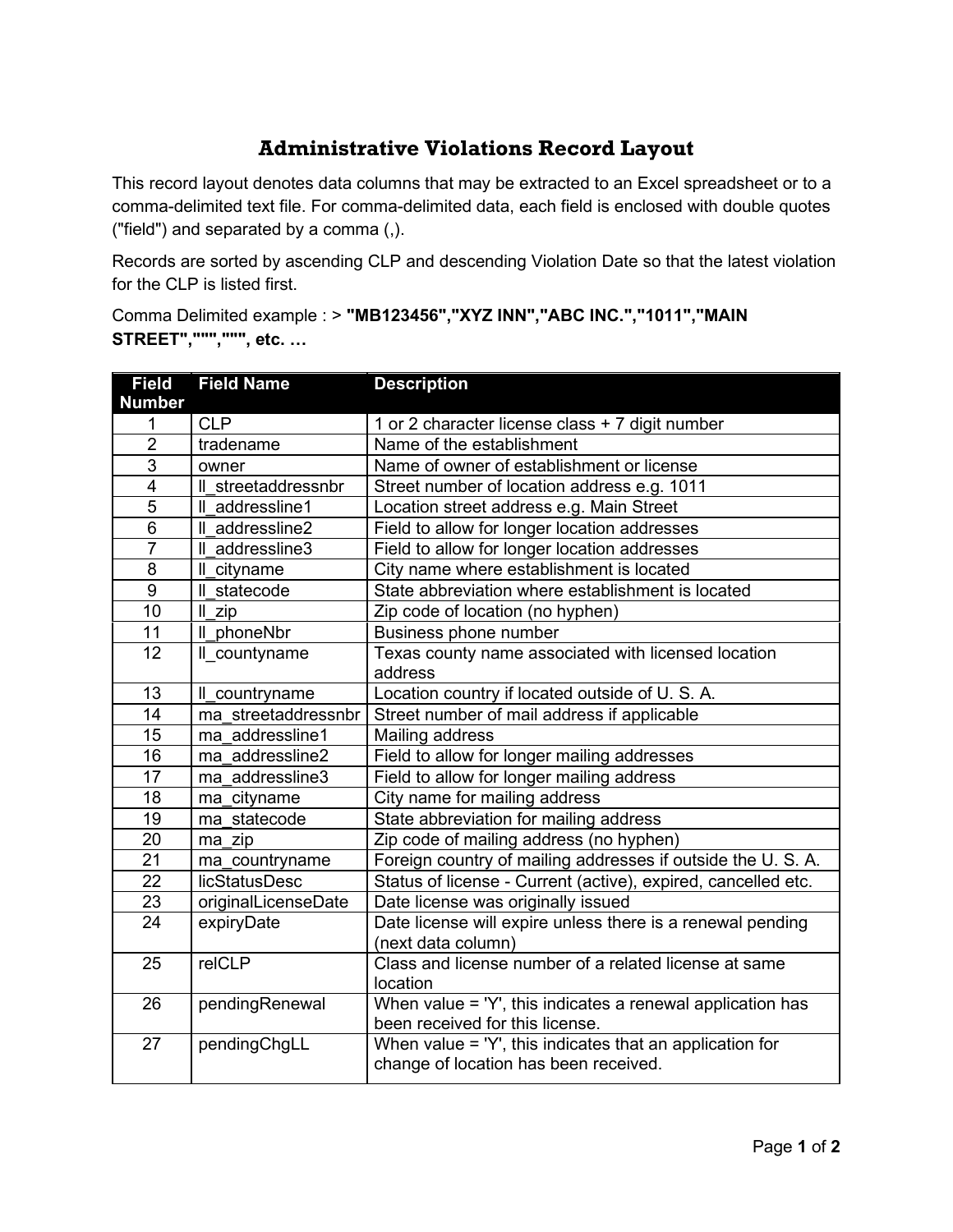# Administrative Violations Record Layout

This record layout denotes data columns that may be extracted to an Excel spreadsheet or to a comma-delimited text file. For comma-delimited data, each field is enclosed with double quotes ("field") and separated by a comma (,).

Records are sorted by ascending CLP and descending Violation Date so that the latest violation for the CLP is listed first.

Comma Delimited example : > **"MB123456","XYZ INN","ABC INC.","1011","MAIN STREET","""","""", etc. …**

| Field Number | Field Name | Description |
|---|---|---|
| 1 | CLP | 1 or 2 character license class + 7 digit number |
| 2 | tradename | Name of the establishment |
| 3 | owner | Name of owner of establishment or license |
| 4 | ll_streetaddressnbr | Street number of location address e.g. 1011 |
| 5 | ll_addressline1 | Location street address e.g. Main Street |
| 6 | ll_addressline2 | Field to allow for longer location addresses |
| 7 | ll_addressline3 | Field to allow for longer location addresses |
| 8 | ll_cityname | City name where establishment is located |
| 9 | ll_statecode | State abbreviation where establishment is located |
| 10 | ll_zip | Zip code of location (no hyphen) |
| 11 | ll_phoneNbr | Business phone number |
| 12 | ll_countyname | Texas county name associated with licensed location address |
| 13 | ll_countryname | Location country if located outside of U. S. A. |
| 14 | ma_streetaddressnbr | Street number of mail address if applicable |
| 15 | ma_addressline1 | Mailing address |
| 16 | ma_addressline2 | Field to allow for longer mailing addresses |
| 17 | ma_addressline3 | Field to allow for longer mailing address |
| 18 | ma_cityname | City name for mailing address |
| 19 | ma_statecode | State abbreviation for mailing address |
| 20 | ma_zip | Zip code of mailing address (no hyphen) |
| 21 | ma_countryname | Foreign country of mailing addresses if outside the U. S. A. |
| 22 | licStatusDesc | Status of license - Current (active), expired, cancelled etc. |
| 23 | originalLicenseDate | Date license was originally issued |
| 24 | expiryDate | Date license will expire unless there is a renewal pending (next data column) |
| 25 | relCLP | Class and license number of a related license at same location |
| 26 | pendingRenewal | When value = 'Y', this indicates a renewal application has been received for this license. |
| 27 | pendingChgLL | When value = 'Y', this indicates that an application for change of location has been received. |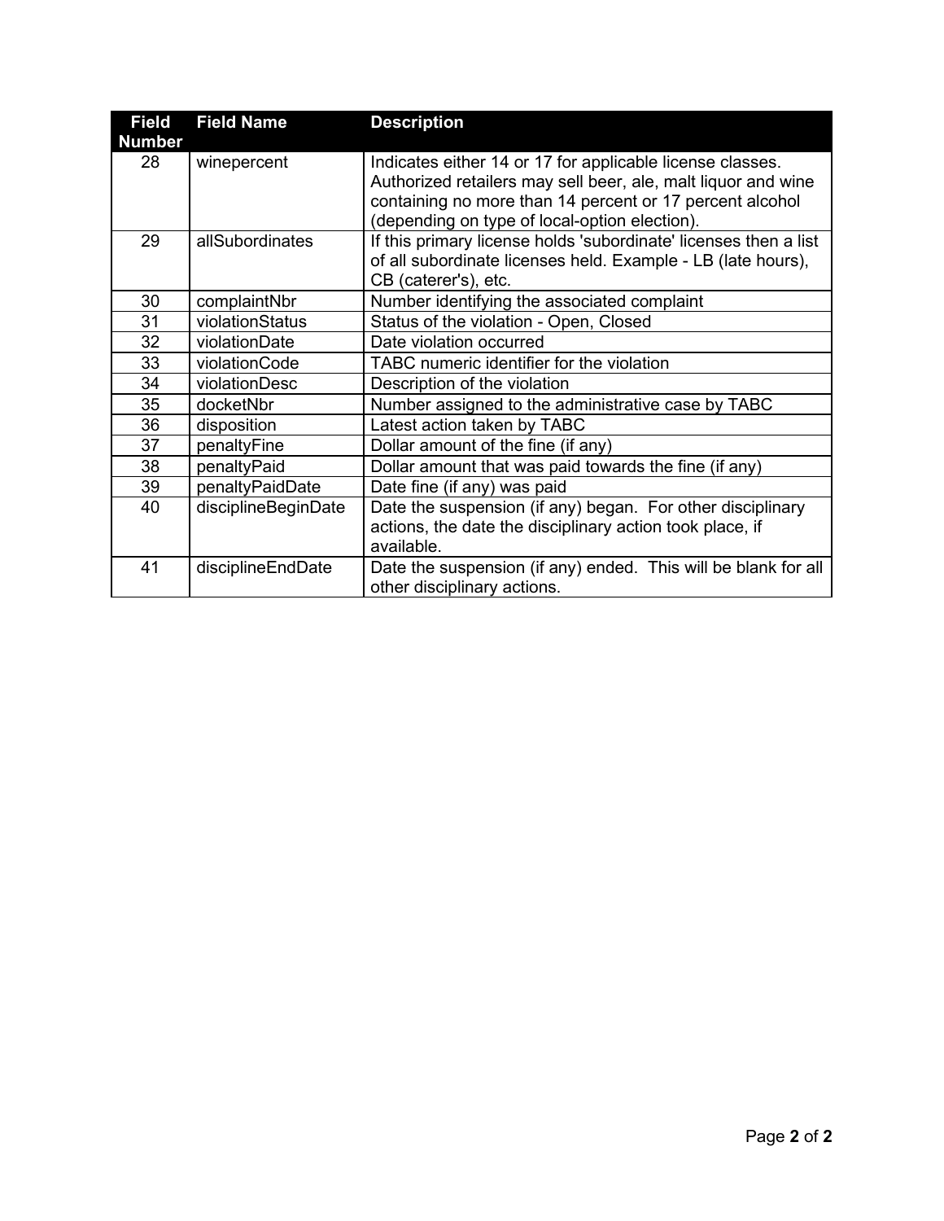| Field Number | Field Name | Description |
|---|---|---|
| 28 | winepercent | Indicates either 14 or 17 for applicable license classes. Authorized retailers may sell beer, ale, malt liquor and wine containing no more than 14 percent or 17 percent alcohol (depending on type of local-option election). |
| 29 | allSubordinates | If this primary license holds 'subordinate' licenses then a list of all subordinate licenses held. Example - LB (late hours), CB (caterer's), etc. |
| 30 | complaintNbr | Number identifying the associated complaint |
| 31 | violationStatus | Status of the violation - Open, Closed |
| 32 | violationDate | Date violation occurred |
| 33 | violationCode | TABC numeric identifier for the violation |
| 34 | violationDesc | Description of the violation |
| 35 | docketNbr | Number assigned to the administrative case by TABC |
| 36 | disposition | Latest action taken by TABC |
| 37 | penaltyFine | Dollar amount of the fine (if any) |
| 38 | penaltyPaid | Dollar amount that was paid towards the fine (if any) |
| 39 | penaltyPaidDate | Date fine (if any) was paid |
| 40 | disciplineBeginDate | Date the suspension (if any) began. For other disciplinary actions, the date the disciplinary action took place, if available. |
| 41 | disciplineEndDate | Date the suspension (if any) ended. This will be blank for all other disciplinary actions. |